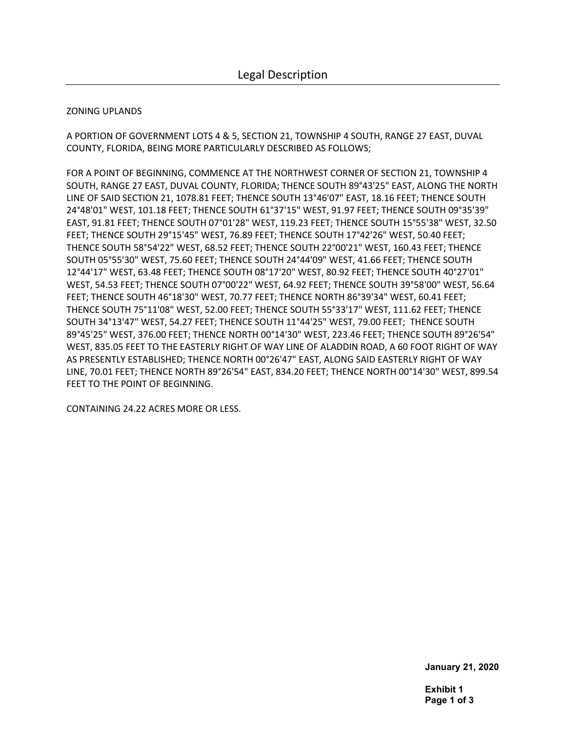# Legal Description

ZONING UPLANDS

A PORTION OF GOVERNMENT LOTS 4 & 5, SECTION 21, TOWNSHIP 4 SOUTH, RANGE 27 EAST, DUVAL COUNTY, FLORIDA, BEING MORE PARTICULARLY DESCRIBED AS FOLLOWS;

FOR A POINT OF BEGINNING, COMMENCE AT THE NORTHWEST CORNER OF SECTION 21, TOWNSHIP 4 SOUTH, RANGE 27 EAST, DUVAL COUNTY, FLORIDA; THENCE SOUTH 89°43'25" EAST, ALONG THE NORTH LINE OF SAID SECTION 21, 1078.81 FEET; THENCE SOUTH 13°46'07" EAST, 18.16 FEET; THENCE SOUTH 24°48'01" WEST, 101.18 FEET; THENCE SOUTH 61°37'15" WEST, 91.97 FEET; THENCE SOUTH 09°35'39" EAST, 91.81 FEET; THENCE SOUTH 07°01'28" WEST, 119.23 FEET; THENCE SOUTH 15°55'38" WEST, 32.50 FEET; THENCE SOUTH 29°15'45" WEST, 76.89 FEET; THENCE SOUTH 17°42'26" WEST, 50.40 FEET; THENCE SOUTH 58°54'22" WEST, 68.52 FEET; THENCE SOUTH 22°00'21" WEST, 160.43 FEET; THENCE SOUTH 05°55'30" WEST, 75.60 FEET; THENCE SOUTH 24°44'09" WEST, 41.66 FEET; THENCE SOUTH 12°44'17" WEST, 63.48 FEET; THENCE SOUTH 08°17'20" WEST, 80.92 FEET; THENCE SOUTH 40°27'01" WEST, 54.53 FEET; THENCE SOUTH 07°00'22" WEST, 64.92 FEET; THENCE SOUTH 39°58'00" WEST, 56.64 FEET; THENCE SOUTH 46°18'30" WEST, 70.77 FEET; THENCE NORTH 86°39'34" WEST, 60.41 FEET; THENCE SOUTH 75°11'08" WEST, 52.00 FEET; THENCE SOUTH 55°33'17" WEST, 111.62 FEET; THENCE SOUTH 34°13'47" WEST, 54.27 FEET; THENCE SOUTH 11°44'25" WEST, 79.00 FEET; THENCE SOUTH 89°45'25" WEST, 376.00 FEET; THENCE NORTH 00°14'30" WEST, 223.46 FEET; THENCE SOUTH 89°26'54" WEST, 835.05 FEET TO THE EASTERLY RIGHT OF WAY LINE OF ALADDIN ROAD, A 60 FOOT RIGHT OF WAY AS PRESENTLY ESTABLISHED; THENCE NORTH 00°26'47" EAST, ALONG SAID EASTERLY RIGHT OF WAY LINE, 70.01 FEET; THENCE NORTH 89°26'54" EAST, 834.20 FEET; THENCE NORTH 00°14'30" WEST, 899.54 FEET TO THE POINT OF BEGINNING.

CONTAINING 24.22 ACRES MORE OR LESS.

**January 21, 2020**

**Exhibit 1**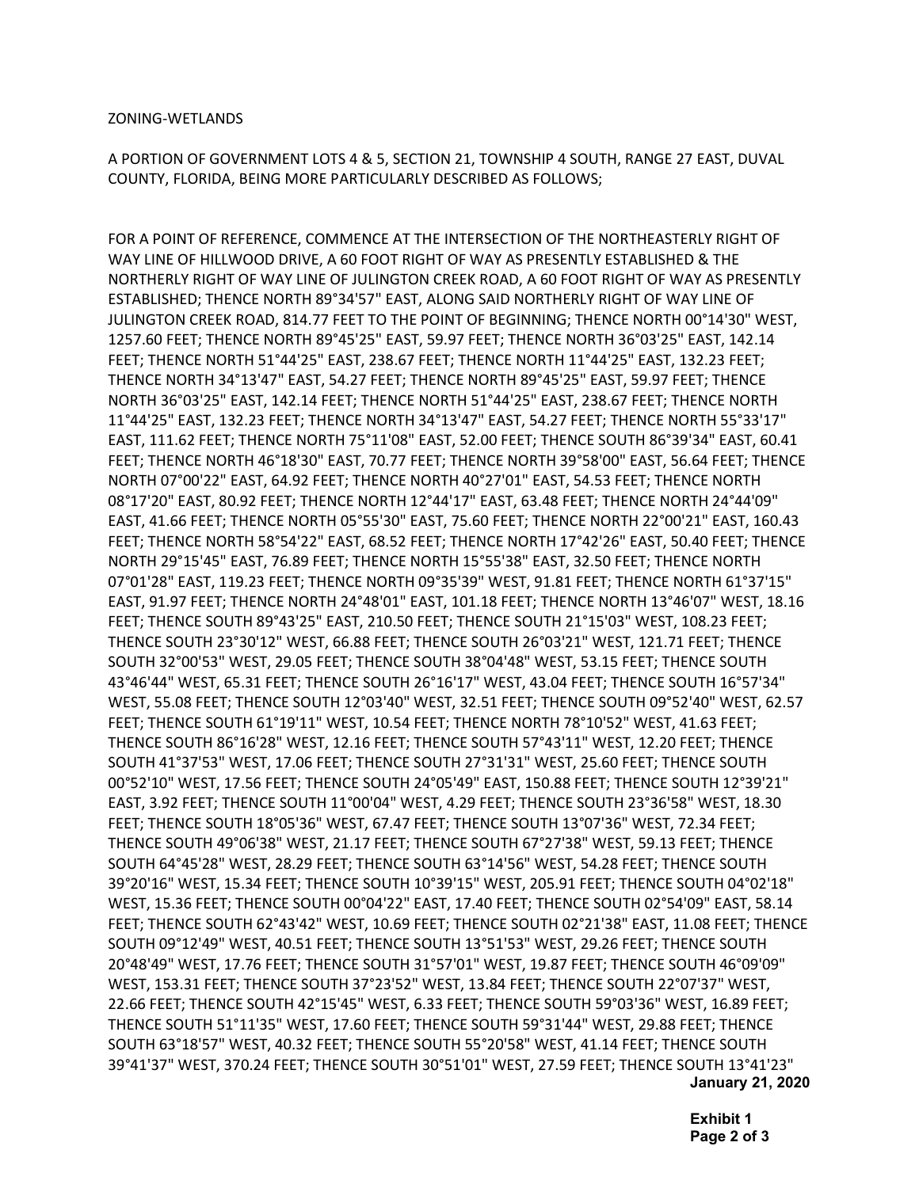ZONING-WETLANDS

A PORTION OF GOVERNMENT LOTS 4 & 5, SECTION 21, TOWNSHIP 4 SOUTH, RANGE 27 EAST, DUVAL COUNTY, FLORIDA, BEING MORE PARTICULARLY DESCRIBED AS FOLLOWS;

FOR A POINT OF REFERENCE, COMMENCE AT THE INTERSECTION OF THE NORTHEASTERLY RIGHT OF WAY LINE OF HILLWOOD DRIVE, A 60 FOOT RIGHT OF WAY AS PRESENTLY ESTABLISHED & THE NORTHERLY RIGHT OF WAY LINE OF JULINGTON CREEK ROAD, A 60 FOOT RIGHT OF WAY AS PRESENTLY ESTABLISHED; THENCE NORTH 89°34'57" EAST, ALONG SAID NORTHERLY RIGHT OF WAY LINE OF JULINGTON CREEK ROAD, 814.77 FEET TO THE POINT OF BEGINNING; THENCE NORTH 00°14'30" WEST, 1257.60 FEET; THENCE NORTH 89°45'25" EAST, 59.97 FEET; THENCE NORTH 36°03'25" EAST, 142.14 FEET; THENCE NORTH 51°44'25" EAST, 238.67 FEET; THENCE NORTH 11°44'25" EAST, 132.23 FEET; THENCE NORTH 34°13'47" EAST, 54.27 FEET; THENCE NORTH 89°45'25" EAST, 59.97 FEET; THENCE NORTH 36°03'25" EAST, 142.14 FEET; THENCE NORTH 51°44'25" EAST, 238.67 FEET; THENCE NORTH 11°44'25" EAST, 132.23 FEET; THENCE NORTH 34°13'47" EAST, 54.27 FEET; THENCE NORTH 55°33'17" EAST, 111.62 FEET; THENCE NORTH 75°11'08" EAST, 52.00 FEET; THENCE SOUTH 86°39'34" EAST, 60.41 FEET; THENCE NORTH 46°18'30" EAST, 70.77 FEET; THENCE NORTH 39°58'00" EAST, 56.64 FEET; THENCE NORTH 07°00'22" EAST, 64.92 FEET; THENCE NORTH 40°27'01" EAST, 54.53 FEET; THENCE NORTH 08°17'20" EAST, 80.92 FEET; THENCE NORTH 12°44'17" EAST, 63.48 FEET; THENCE NORTH 24°44'09" EAST, 41.66 FEET; THENCE NORTH 05°55'30" EAST, 75.60 FEET; THENCE NORTH 22°00'21" EAST, 160.43 FEET; THENCE NORTH 58°54'22" EAST, 68.52 FEET; THENCE NORTH 17°42'26" EAST, 50.40 FEET; THENCE NORTH 29°15'45" EAST, 76.89 FEET; THENCE NORTH 15°55'38" EAST, 32.50 FEET; THENCE NORTH 07°01'28" EAST, 119.23 FEET; THENCE NORTH 09°35'39" WEST, 91.81 FEET; THENCE NORTH 61°37'15" EAST, 91.97 FEET; THENCE NORTH 24°48'01" EAST, 101.18 FEET; THENCE NORTH 13°46'07" WEST, 18.16 FEET; THENCE SOUTH 89°43'25" EAST, 210.50 FEET; THENCE SOUTH 21°15'03" WEST, 108.23 FEET; THENCE SOUTH 23°30'12" WEST, 66.88 FEET; THENCE SOUTH 26°03'21" WEST, 121.71 FEET; THENCE SOUTH 32°00'53" WEST, 29.05 FEET; THENCE SOUTH 38°04'48" WEST, 53.15 FEET; THENCE SOUTH 43°46'44" WEST, 65.31 FEET; THENCE SOUTH 26°16'17" WEST, 43.04 FEET; THENCE SOUTH 16°57'34" WEST, 55.08 FEET; THENCE SOUTH 12°03'40" WEST, 32.51 FEET; THENCE SOUTH 09°52'40" WEST, 62.57 FEET; THENCE SOUTH 61°19'11" WEST, 10.54 FEET; THENCE NORTH 78°10'52" WEST, 41.63 FEET; THENCE SOUTH 86°16'28" WEST, 12.16 FEET; THENCE SOUTH 57°43'11" WEST, 12.20 FEET; THENCE SOUTH 41°37'53" WEST, 17.06 FEET; THENCE SOUTH 27°31'31" WEST, 25.60 FEET; THENCE SOUTH 00°52'10" WEST, 17.56 FEET; THENCE SOUTH 24°05'49" EAST, 150.88 FEET; THENCE SOUTH 12°39'21" EAST, 3.92 FEET; THENCE SOUTH 11°00'04" WEST, 4.29 FEET; THENCE SOUTH 23°36'58" WEST, 18.30 FEET; THENCE SOUTH 18°05'36" WEST, 67.47 FEET; THENCE SOUTH 13°07'36" WEST, 72.34 FEET; THENCE SOUTH 49°06'38" WEST, 21.17 FEET; THENCE SOUTH 67°27'38" WEST, 59.13 FEET; THENCE SOUTH 64°45'28" WEST, 28.29 FEET; THENCE SOUTH 63°14'56" WEST, 54.28 FEET; THENCE SOUTH 39°20'16" WEST, 15.34 FEET; THENCE SOUTH 10°39'15" WEST, 205.91 FEET; THENCE SOUTH 04°02'18" WEST, 15.36 FEET; THENCE SOUTH 00°04'22" EAST, 17.40 FEET; THENCE SOUTH 02°54'09" EAST, 58.14 FEET; THENCE SOUTH 62°43'42" WEST, 10.69 FEET; THENCE SOUTH 02°21'38" EAST, 11.08 FEET; THENCE SOUTH 09°12'49" WEST, 40.51 FEET; THENCE SOUTH 13°51'53" WEST, 29.26 FEET; THENCE SOUTH 20°48'49" WEST, 17.76 FEET; THENCE SOUTH 31°57'01" WEST, 19.87 FEET; THENCE SOUTH 46°09'09" WEST, 153.31 FEET; THENCE SOUTH 37°23'52" WEST, 13.84 FEET; THENCE SOUTH 22°07'37" WEST, 22.66 FEET; THENCE SOUTH 42°15'45" WEST, 6.33 FEET; THENCE SOUTH 59°03'36" WEST, 16.89 FEET; THENCE SOUTH 51°11'35" WEST, 17.60 FEET; THENCE SOUTH 59°31'44" WEST, 29.88 FEET; THENCE SOUTH 63°18'57" WEST, 40.32 FEET; THENCE SOUTH 55°20'58" WEST, 41.14 FEET; THENCE SOUTH 39°41'37" WEST, 370.24 FEET; THENCE SOUTH 30°51'01" WEST, 27.59 FEET; THENCE SOUTH 13°41'23"

**January 21, 2020**

**Exhibit 1**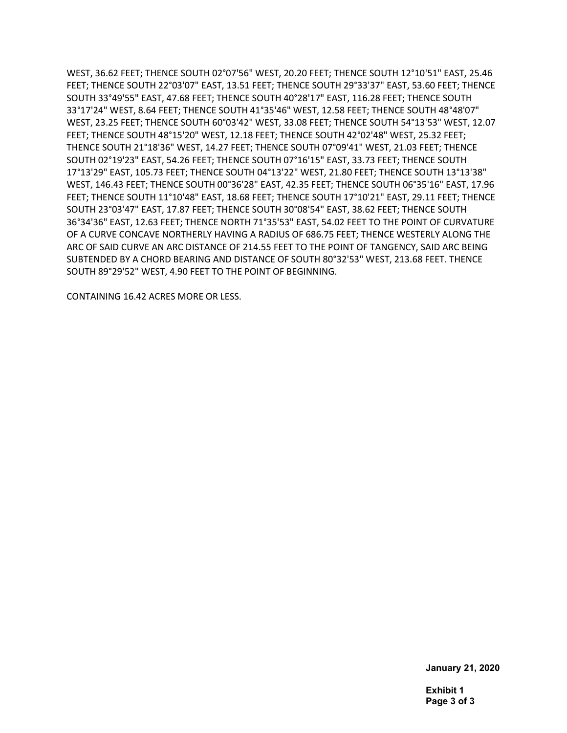WEST, 36.62 FEET; THENCE SOUTH 02°07'56" WEST, 20.20 FEET; THENCE SOUTH 12°10'51" EAST, 25.46 FEET; THENCE SOUTH 22°03'07" EAST, 13.51 FEET; THENCE SOUTH 29°33'37" EAST, 53.60 FEET; THENCE SOUTH 33°49'55" EAST, 47.68 FEET; THENCE SOUTH 40°28'17" EAST, 116.28 FEET; THENCE SOUTH 33°17'24" WEST, 8.64 FEET; THENCE SOUTH 41°35'46" WEST, 12.58 FEET; THENCE SOUTH 48°48'07" WEST, 23.25 FEET; THENCE SOUTH 60°03'42" WEST, 33.08 FEET; THENCE SOUTH 54°13'53" WEST, 12.07 FEET; THENCE SOUTH 48°15'20" WEST, 12.18 FEET; THENCE SOUTH 42°02'48" WEST, 25.32 FEET; THENCE SOUTH 21°18'36" WEST, 14.27 FEET; THENCE SOUTH 07°09'41" WEST, 21.03 FEET; THENCE SOUTH 02°19'23" EAST, 54.26 FEET; THENCE SOUTH 07°16'15" EAST, 33.73 FEET; THENCE SOUTH 17°13'29" EAST, 105.73 FEET; THENCE SOUTH 04°13'22" WEST, 21.80 FEET; THENCE SOUTH 13°13'38" WEST, 146.43 FEET; THENCE SOUTH 00°36'28" EAST, 42.35 FEET; THENCE SOUTH 06°35'16" EAST, 17.96 FEET; THENCE SOUTH 11°10'48" EAST, 18.68 FEET; THENCE SOUTH 17°10'21" EAST, 29.11 FEET; THENCE SOUTH 23°03'47" EAST, 17.87 FEET; THENCE SOUTH 30°08'54" EAST, 38.62 FEET; THENCE SOUTH 36°34'36" EAST, 12.63 FEET; THENCE NORTH 71°35'53" EAST, 54.02 FEET TO THE POINT OF CURVATURE OF A CURVE CONCAVE NORTHERLY HAVING A RADIUS OF 686.75 FEET; THENCE WESTERLY ALONG THE ARC OF SAID CURVE AN ARC DISTANCE OF 214.55 FEET TO THE POINT OF TANGENCY, SAID ARC BEING SUBTENDED BY A CHORD BEARING AND DISTANCE OF SOUTH 80°32'53" WEST, 213.68 FEET. THENCE SOUTH 89°29'52" WEST, 4.90 FEET TO THE POINT OF BEGINNING.

CONTAINING 16.42 ACRES MORE OR LESS.

**January 21, 2020**

**Exhibit 1**